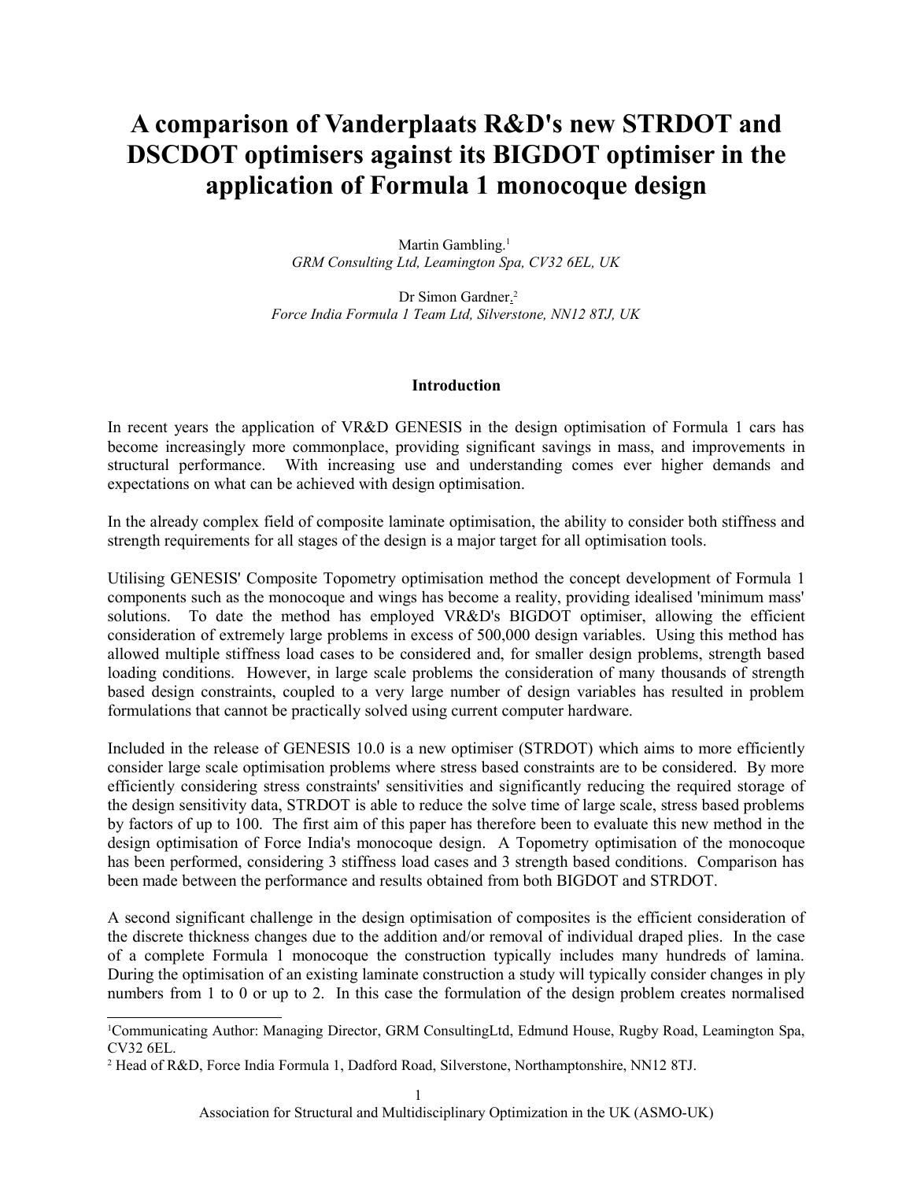# A comparison of Vanderplaats R&D's new STRDOT and DSCDOT optimisers against its BIGDOT optimiser in the application of Formula 1 monocoque design

Martin Gambling.[1]
*GRM Consulting Ltd, Leamington Spa, CV32 6EL, UK*

Dr Simon Gardner.[2]
*Force India Formula 1 Team Ltd, Silverstone, NN12 8TJ, UK*

## Introduction

In recent years the application of VR&D GENESIS in the design optimisation of Formula 1 cars has become increasingly more commonplace, providing significant savings in mass, and improvements in structural performance. With increasing use and understanding comes ever higher demands and expectations on what can be achieved with design optimisation.

In the already complex field of composite laminate optimisation, the ability to consider both stiffness and strength requirements for all stages of the design is a major target for all optimisation tools.

Utilising GENESIS' Composite Topometry optimisation method the concept development of Formula 1 components such as the monocoque and wings has become a reality, providing idealised 'minimum mass' solutions. To date the method has employed VR&D's BIGDOT optimiser, allowing the efficient consideration of extremely large problems in excess of 500,000 design variables. Using this method has allowed multiple stiffness load cases to be considered and, for smaller design problems, strength based loading conditions. However, in large scale problems the consideration of many thousands of strength based design constraints, coupled to a very large number of design variables has resulted in problem formulations that cannot be practically solved using current computer hardware.

Included in the release of GENESIS 10.0 is a new optimiser (STRDOT) which aims to more efficiently consider large scale optimisation problems where stress based constraints are to be considered. By more efficiently considering stress constraints' sensitivities and significantly reducing the required storage of the design sensitivity data, STRDOT is able to reduce the solve time of large scale, stress based problems by factors of up to 100. The first aim of this paper has therefore been to evaluate this new method in the design optimisation of Force India's monocoque design. A Topometry optimisation of the monocoque has been performed, considering 3 stiffness load cases and 3 strength based conditions. Comparison has been made between the performance and results obtained from both BIGDOT and STRDOT.

A second significant challenge in the design optimisation of composites is the efficient consideration of the discrete thickness changes due to the addition and/or removal of individual draped plies. In the case of a complete Formula 1 monocoque the construction typically includes many hundreds of lamina. During the optimisation of an existing laminate construction a study will typically consider changes in ply numbers from 1 to 0 or up to 2. In this case the formulation of the design problem creates normalised

[1]Communicating Author: Managing Director, GRM ConsultingLtd, Edmund House, Rugby Road, Leamington Spa, CV32 6EL.

[2] Head of R&D, Force India Formula 1, Dadford Road, Silverstone, Northamptonshire, NN12 8TJ.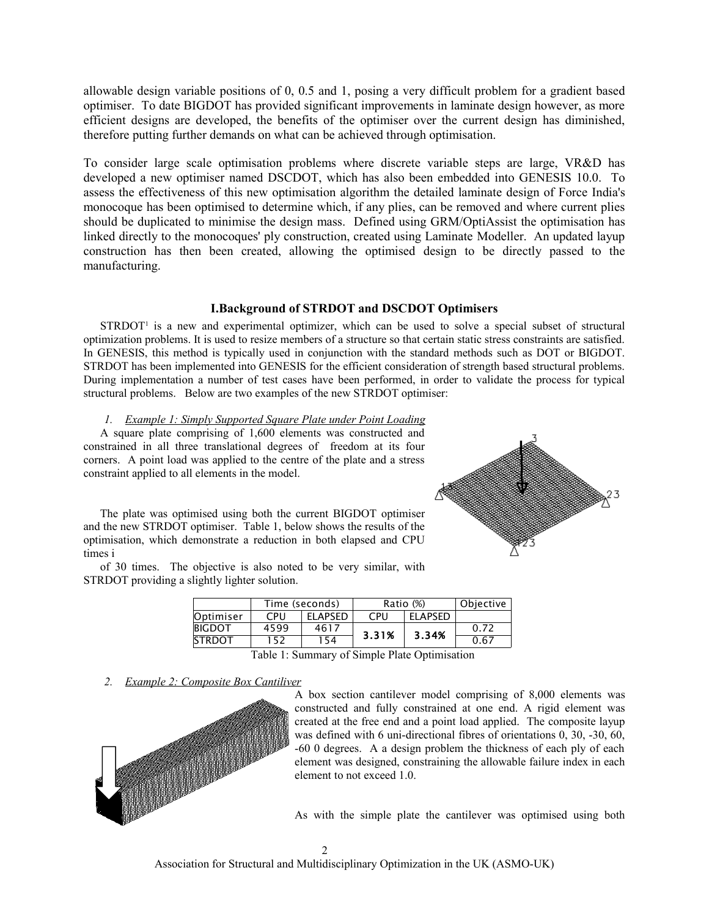allowable design variable positions of 0, 0.5 and 1, posing a very difficult problem for a gradient based optimiser. To date BIGDOT has provided significant improvements in laminate design however, as more efficient designs are developed, the benefits of the optimiser over the current design has diminished, therefore putting further demands on what can be achieved through optimisation.

To consider large scale optimisation problems where discrete variable steps are large, VR&D has developed a new optimiser named DSCDOT, which has also been embedded into GENESIS 10.0. To assess the effectiveness of this new optimisation algorithm the detailed laminate design of Force India's monocoque has been optimised to determine which, if any plies, can be removed and where current plies should be duplicated to minimise the design mass. Defined using GRM/OptiAssist the optimisation has linked directly to the monocoques' ply construction, created using Laminate Modeller. An updated layup construction has then been created, allowing the optimised design to be directly passed to the manufacturing.

## I.Background of STRDOT and DSCDOT Optimisers

STRDOT[1] is a new and experimental optimizer, which can be used to solve a special subset of structural optimization problems. It is used to resize members of a structure so that certain static stress constraints are satisfied. In GENESIS, this method is typically used in conjunction with the standard methods such as DOT or BIGDOT. STRDOT has been implemented into GENESIS for the efficient consideration of strength based structural problems. During implementation a number of test cases have been performed, in order to validate the process for typical structural problems. Below are two examples of the new STRDOT optimiser:

*1. Example 1: Simply Supported Square Plate under Point Loading*

A square plate comprising of 1,600 elements was constructed and constrained in all three translational degrees of freedom at its four corners. A point load was applied to the centre of the plate and a stress constraint applied to all elements in the model.

The plate was optimised using both the current BIGDOT optimiser and the new STRDOT optimiser. Table 1, below shows the results of the optimisation, which demonstrate a reduction in both elapsed and CPU times i

of 30 times. The objective is also noted to be very similar, with STRDOT providing a slightly lighter solution.

| | Time (seconds) | | Ratio (%) | | Objective |
|---|---|---|---|---|---|
| Optimiser | CPU | ELAPSED | CPU | ELAPSED | |
| BIGDOT | 4599 | 4617 | **3.31%** | **3.34%** | 0.72 |
| STRDOT | 152 | 154 | | | 0.67 |

Table 1: Summary of Simple Plate Optimisation

*2. Example 2: Composite Box Cantiliver*

A box section cantilever model comprising of 8,000 elements was constructed and fully constrained at one end. A rigid element was created at the free end and a point load applied. The composite layup was defined with 6 uni-directional fibres of orientations 0, 30, -30, 60, -60 0 degrees. A a design problem the thickness of each ply of each element was designed, constraining the allowable failure index in each element to not exceed 1.0.

As with the simple plate the cantilever was optimised using both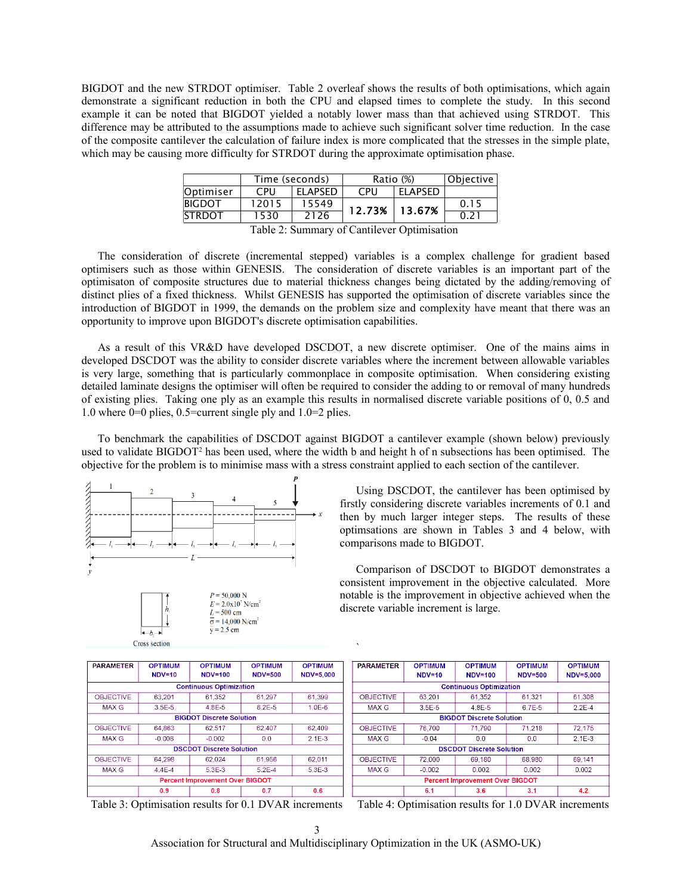BIGDOT and the new STRDOT optimiser. Table 2 overleaf shows the results of both optimisations, which again demonstrate a significant reduction in both the CPU and elapsed times to complete the study. In this second example it can be noted that BIGDOT yielded a notably lower mass than that achieved using STRDOT. This difference may be attributed to the assumptions made to achieve such significant solver time reduction. In the case of the composite cantilever the calculation of failure index is more complicated that the stresses in the simple plate, which may be causing more difficulty for STRDOT during the approximate optimisation phase.

| | Time (seconds) | | Ratio (%) | | Objective |
|---|---|---|---|---|---|
| Optimiser | CPU | ELAPSED | CPU | ELAPSED | |
| BIGDOT | 12015 | 15549 | **12.73%** | **13.67%** | 0.15 |
| STRDOT | 1530 | 2126 | | | 0.21 |

Table 2: Summary of Cantilever Optimisation

The consideration of discrete (incremental stepped) variables is a complex challenge for gradient based optimisers such as those within GENESIS. The consideration of discrete variables is an important part of the optimisaton of composite structures due to material thickness changes being dictated by the adding/removing of distinct plies of a fixed thickness. Whilst GENESIS has supported the optimisation of discrete variables since the introduction of BIGDOT in 1999, the demands on the problem size and complexity have meant that there was an opportunity to improve upon BIGDOT's discrete optimisation capabilities.

As a result of this VR&D have developed DSCDOT, a new discrete optimiser. One of the mains aims in developed DSCDOT was the ability to consider discrete variables where the increment between allowable variables is very large, something that is particularly commonplace in composite optimisation. When considering existing detailed laminate designs the optimiser will often be required to consider the adding to or removal of many hundreds of existing plies. Taking one ply as an example this results in normalised discrete variable positions of 0, 0.5 and 1.0 where 0=0 plies, 0.5=current single ply and 1.0=2 plies.

To benchmark the capabilities of DSCDOT against BIGDOT a cantilever example (shown below) previously used to validate BIGDOT[2] has been used, where the width b and height h of n subsections has been optimised. The objective for the problem is to minimise mass with a stress constraint applied to each section of the cantilever.

$P = 50{,}000$ N
$E = 2.0\text{x}10^7$ N/cm$^2$
$L = 500$ cm
$\bar{\sigma} = 14{,}000$ N/cm$^2$
$y = 2.5$ cm

Cross section

Using DSCDOT, the cantilever has been optimised by firstly considering discrete variables increments of 0.1 and then by much larger integer steps. The results of these optimsations are shown in Tables 3 and 4 below, with comparisons made to BIGDOT.

Comparison of DSCDOT to BIGDOT demonstrates a consistent improvement in the objective calculated. More notable is the improvement in objective achieved when the discrete variable increment is large.

| PARAMETER | OPTIMUM NDV=10 | OPTIMUM NDV=100 | OPTIMUM NDV=500 | OPTIMUM NDV=5,000 |
|---|---|---|---|---|
| **Continuous Optimization** | | | | |
| OBJECTIVE | 63,201 | 61,352 | 61,297 | 61,399 |
| MAX G | 3.5E-5 | 4.8E-5 | 8.2E-5 | 1.0E-6 |
| **BIGDOT Discrete Solution** | | | | |
| OBJECTIVE | 64,863 | 62,517 | 62,407 | 62,409 |
| MAX G | -0.008 | -0.002 | 0.0 | 2.1E-3 |
| **DSCDOT Discrete Solution** | | | | |
| OBJECTIVE | 64,298 | 62,024 | 61,956 | 62,011 |
| MAX G | 4.4E-4 | 5.3E-3 | 5.2E-4 | 5.3E-3 |
| **Percent Improvement Over BIGDOT** | | | | |
| | 0.9 | 0.8 | 0.7 | 0.6 |

Table 3: Optimisation results for 0.1 DVAR increments

| PARAMETER | OPTIMUM NDV=10 | OPTIMUM NDV=100 | OPTIMUM NDV=500 | OPTIMUM NDV=5,000 |
|---|---|---|---|---|
| **Continuous Optimization** | | | | |
| OBJECTIVE | 63,201 | 61,352 | 61,321 | 61,308 |
| MAX G | 3.5E-5 | 4.8E-5 | 6.7E-5 | 2.2E-4 |
| **BIGDOT Discrete Solution** | | | | |
| OBJECTIVE | 76,700 | 71,790 | 71,218 | 72,175 |
| MAX G | -0.04 | 0.0 | 0.0 | 2.1E-3 |
| **DSCDOT Discrete Solution** | | | | |
| OBJECTIVE | 72,000 | 69,180 | 68,980 | 69,141 |
| MAX G | -0.002 | 0.002 | 0.002 | 0.002 |
| **Percent Improvement Over BIGDOT** | | | | |
| | 6.1 | 3.6 | 3.1 | 4.2 |

Table 4: Optimisation results for 1.0 DVAR increments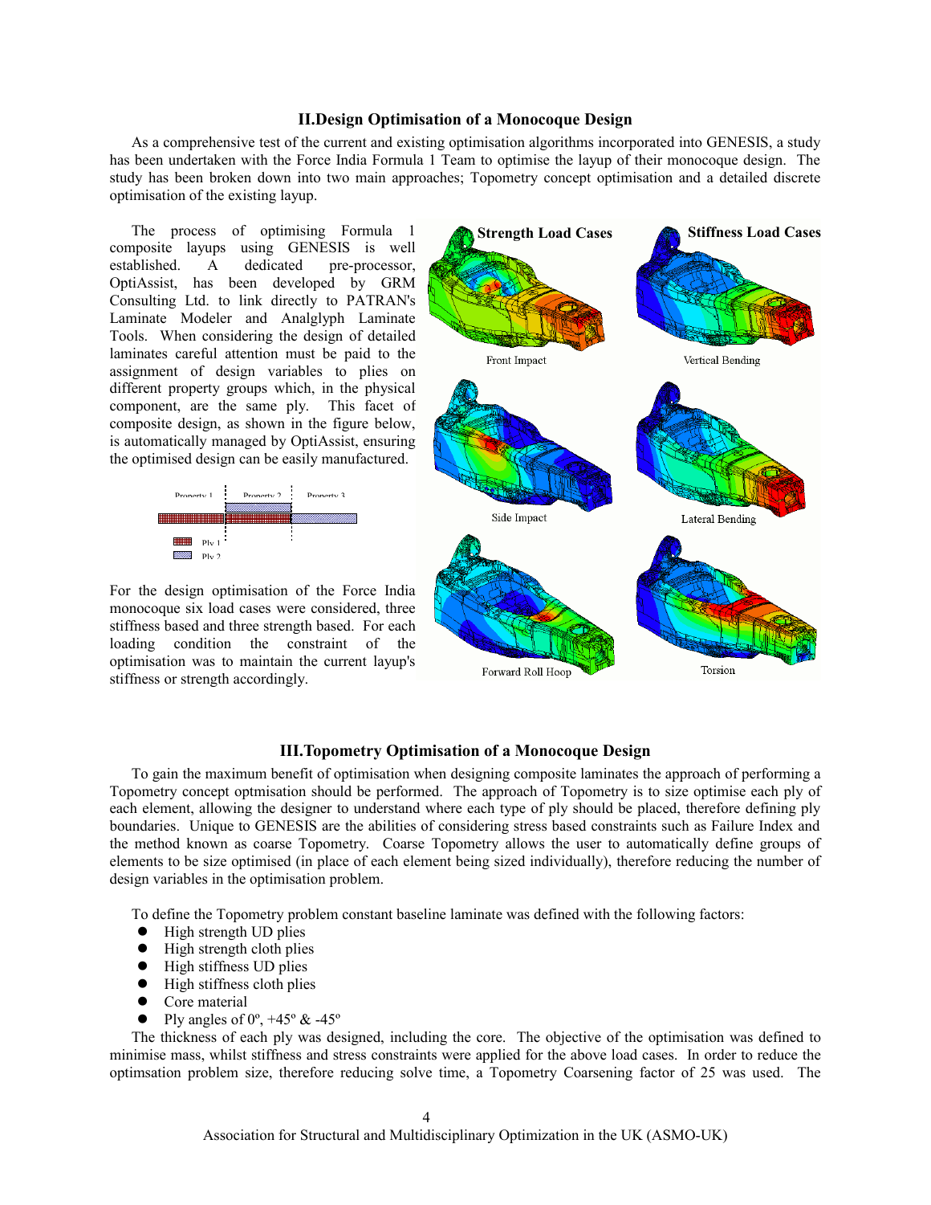## II. Design Optimisation of a Monocoque Design

As a comprehensive test of the current and existing optimisation algorithms incorporated into GENESIS, a study has been undertaken with the Force India Formula 1 Team to optimise the layup of their monocoque design. The study has been broken down into two main approaches; Topometry concept optimisation and a detailed discrete optimisation of the existing layup.

The process of optimising Formula 1 composite layups using GENESIS is well established. A dedicated pre-processor, OptiAssist, has been developed by GRM Consulting Ltd. to link directly to PATRAN's Laminate Modeler and Analglyph Laminate Tools. When considering the design of detailed laminates careful attention must be paid to the assignment of design variables to plies on different property groups which, in the physical component, are the same ply. This facet of composite design, as shown in the figure below, is automatically managed by OptiAssist, ensuring the optimised design can be easily manufactured.

For the design optimisation of the Force India monocoque six load cases were considered, three stiffness based and three strength based. For each loading condition the constraint of the optimisation was to maintain the current layup's stiffness or strength accordingly.

## III. Topometry Optimisation of a Monocoque Design

To gain the maximum benefit of optimisation when designing composite laminates the approach of performing a Topometry concept optmisation should be performed. The approach of Topometry is to size optimise each ply of each element, allowing the designer to understand where each type of ply should be placed, therefore defining ply boundaries. Unique to GENESIS are the abilities of considering stress based constraints such as Failure Index and the method known as coarse Topometry. Coarse Topometry allows the user to automatically define groups of elements to be size optimised (in place of each element being sized individually), therefore reducing the number of design variables in the optimisation problem.

To define the Topometry problem constant baseline laminate was defined with the following factors:

- High strength UD plies
- High strength cloth plies
- High stiffness UD plies
- High stiffness cloth plies
- Core material
- Ply angles of 0º, +45º & -45º

The thickness of each ply was designed, including the core. The objective of the optimisation was defined to minimise mass, whilst stiffness and stress constraints were applied for the above load cases. In order to reduce the optimsation problem size, therefore reducing solve time, a Topometry Coarsening factor of 25 was used. The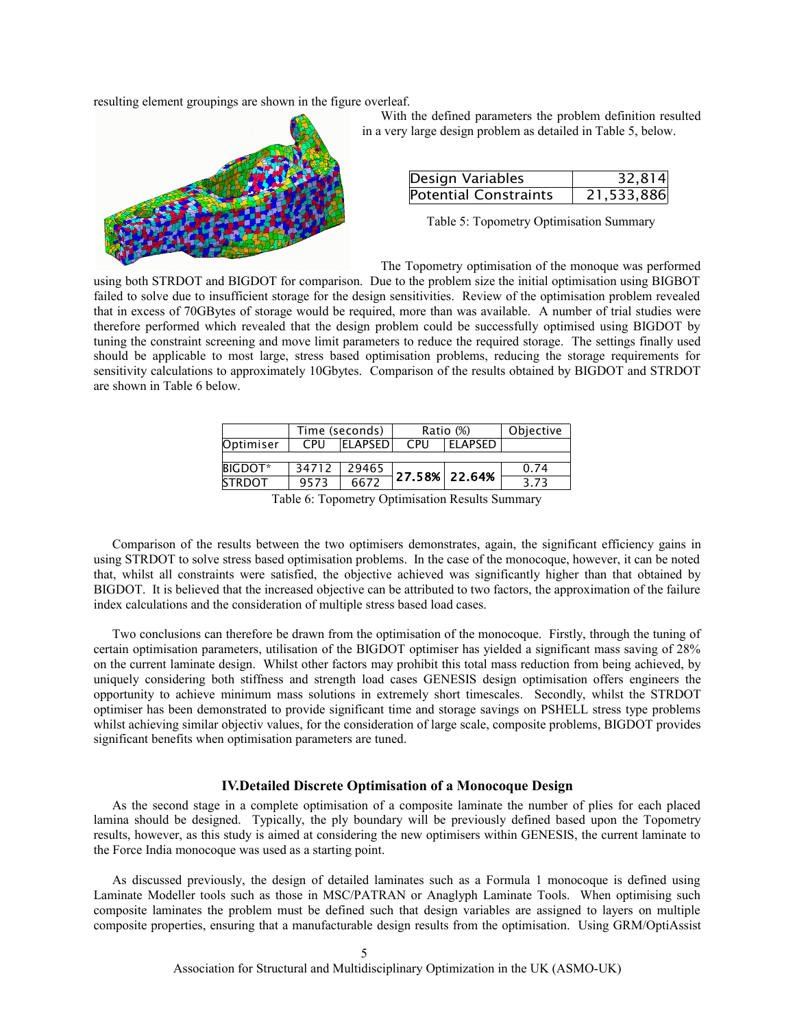resulting element groupings are shown in the figure overleaf.

With the defined parameters the problem definition resulted in a very large design problem as detailed in Table 5, below.

| Design Variables | 32,814 |
|---|---|
| Potential Constraints | 21,533,886 |

Table 5: Topometry Optimisation Summary

The Topometry optimisation of the monoque was performed using both STRDOT and BIGDOT for comparison. Due to the problem size the initial optimisation using BIGBOT failed to solve due to insufficient storage for the design sensitivities. Review of the optimisation problem revealed that in excess of 70GBytes of storage would be required, more than was available. A number of trial studies were therefore performed which revealed that the design problem could be successfully optimised using BIGDOT by tuning the constraint screening and move limit parameters to reduce the required storage. The settings finally used should be applicable to most large, stress based optimisation problems, reducing the storage requirements for sensitivity calculations to approximately 10Gbytes. Comparison of the results obtained by BIGDOT and STRDOT are shown in Table 6 below.

| | Time (seconds) | | Ratio (%) | | Objective |
|---|---|---|---|---|---|
| Optimiser | CPU | ELAPSED | CPU | ELAPSED | |
| BIGDOT* | 34712 | 29465 | 27.58% | 22.64% | 0.74 |
| STRDOT | 9573 | 6672 | | | 3.73 |

Table 6: Topometry Optimisation Results Summary

Comparison of the results between the two optimisers demonstrates, again, the significant efficiency gains in using STRDOT to solve stress based optimisation problems. In the case of the monocoque, however, it can be noted that, whilst all constraints were satisfied, the objective achieved was significantly higher than that obtained by BIGDOT. It is believed that the increased objective can be attributed to two factors, the approximation of the failure index calculations and the consideration of multiple stress based load cases.

Two conclusions can therefore be drawn from the optimisation of the monocoque. Firstly, through the tuning of certain optimisation parameters, utilisation of the BIGDOT optimiser has yielded a significant mass saving of 28% on the current laminate design. Whilst other factors may prohibit this total mass reduction from being achieved, by uniquely considering both stiffness and strength load cases GENESIS design optimisation offers engineers the opportunity to achieve minimum mass solutions in extremely short timescales. Secondly, whilst the STRDOT optimiser has been demonstrated to provide significant time and storage savings on PSHELL stress type problems whilst achieving similar objectiv values, for the consideration of large scale, composite problems, BIGDOT provides significant benefits when optimisation parameters are tuned.

## IV. Detailed Discrete Optimisation of a Monocoque Design

As the second stage in a complete optimisation of a composite laminate the number of plies for each placed lamina should be designed. Typically, the ply boundary will be previously defined based upon the Topometry results, however, as this study is aimed at considering the new optimisers within GENESIS, the current laminate to the Force India monocoque was used as a starting point.

As discussed previously, the design of detailed laminates such as a Formula 1 monocoque is defined using Laminate Modeller tools such as those in MSC/PATRAN or Anaglyph Laminate Tools. When optimising such composite laminates the problem must be defined such that design variables are assigned to layers on multiple composite properties, ensuring that a manufacturable design results from the optimisation. Using GRM/OptiAssist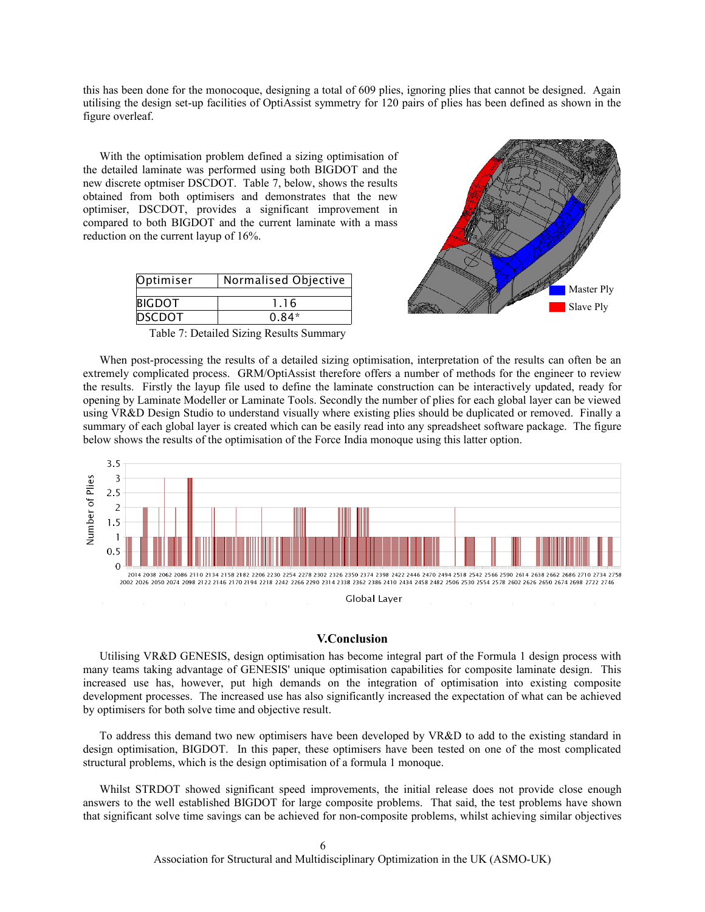this has been done for the monocoque, designing a total of 609 plies, ignoring plies that cannot be designed. Again utilising the design set-up facilities of OptiAssist symmetry for 120 pairs of plies has been defined as shown in the figure overleaf.

With the optimisation problem defined a sizing optimisation of the detailed laminate was performed using both BIGDOT and the new discrete optmiser DSCDOT. Table 7, below, shows the results obtained from both optimisers and demonstrates that the new optimiser, DSCDOT, provides a significant improvement in compared to both BIGDOT and the current laminate with a mass reduction on the current layup of 16%.

| Optimiser | Normalised Objective |
|---|---|
| BIGDOT | 1.16 |
| DSCDOT | 0.84* |

Table 7: Detailed Sizing Results Summary

When post-processing the results of a detailed sizing optimisation, interpretation of the results can often be an extremely complicated process. GRM/OptiAssist therefore offers a number of methods for the engineer to review the results. Firstly the layup file used to define the laminate construction can be interactively updated, ready for opening by Laminate Modeller or Laminate Tools. Secondly the number of plies for each global layer can be viewed using VR&D Design Studio to understand visually where existing plies should be duplicated or removed. Finally a summary of each global layer is created which can be easily read into any spreadsheet software package. The figure below shows the results of the optimisation of the Force India monoque using this latter option.

## V.Conclusion

Utilising VR&D GENESIS, design optimisation has become integral part of the Formula 1 design process with many teams taking advantage of GENESIS' unique optimisation capabilities for composite laminate design. This increased use has, however, put high demands on the integration of optimisation into existing composite development processes. The increased use has also significantly increased the expectation of what can be achieved by optimisers for both solve time and objective result.

To address this demand two new optimisers have been developed by VR&D to add to the existing standard in design optimisation, BIGDOT. In this paper, these optimisers have been tested on one of the most complicated structural problems, which is the design optimisation of a formula 1 monoque.

Whilst STRDOT showed significant speed improvements, the initial release does not provide close enough answers to the well established BIGDOT for large composite problems. That said, the test problems have shown that significant solve time savings can be achieved for non-composite problems, whilst achieving similar objectives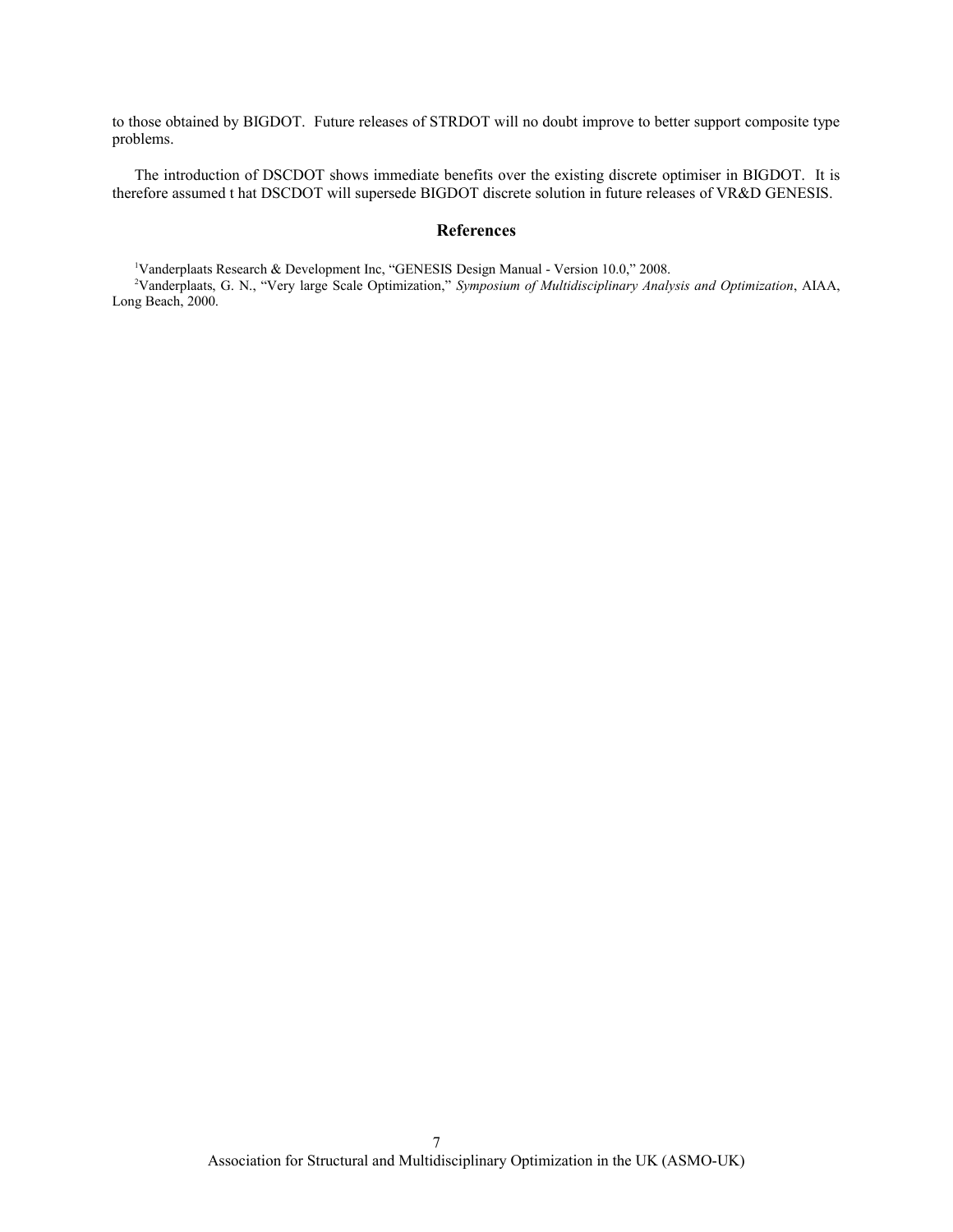to those obtained by BIGDOT. Future releases of STRDOT will no doubt improve to better support composite type problems.

The introduction of DSCDOT shows immediate benefits over the existing discrete optimiser in BIGDOT. It is therefore assumed t hat DSCDOT will supersede BIGDOT discrete solution in future releases of VR&D GENESIS.

## References

[1]Vanderplaats Research & Development Inc, "GENESIS Design Manual - Version 10.0," 2008.

[2]Vanderplaats, G. N., "Very large Scale Optimization," *Symposium of Multidisciplinary Analysis and Optimization*, AIAA, Long Beach, 2000.